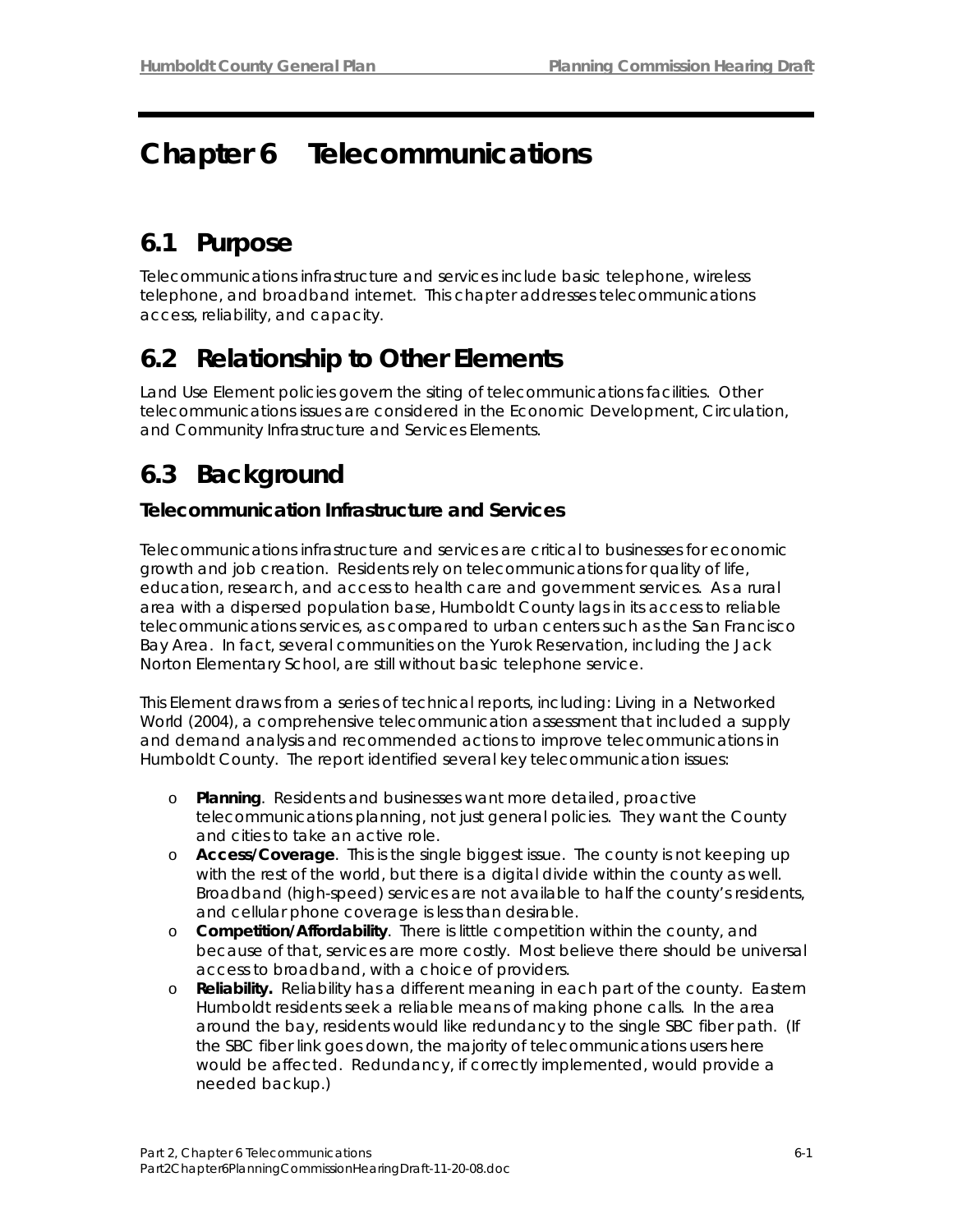# Chapter 6 Telecommunications

## 6.1 Purpose

Telecommunications infrastructure and services include basic telephone, wireless telephone, and broadband internet. This chapter addresses telecommunications access, reliability, and capacity.

## 6.2 Relationship to Other Elements

Land Use Element policies govern the siting of telecommunications facilities. Other telecommunications issues are considered in the Economic Development, Circulation, and Community Infrastructure and Services Elements.

## 6.3 Background

### Telecommunication Infrastructure and Services

Telecommunications infrastructure and services are critical to businesses for economic growth and job creation. Residents rely on telecommunications for quality of life, education, research, and access to health care and government services. As a rural area with a dispersed population base, Humboldt County lags in its access to reliable telecommunications services, as compared to urban centers such as the San Francisco Bay Area. In fact, several communities on the Yurok Reservation, including the Jack Norton Elementary School, are still without basic telephone service.

This Element draws from a series of technical reports, including: Living in a Networked World (2004), a comprehensive telecommunication assessment that included a supply and demand analysis and recommended actions to improve telecommunications in Humboldt County. The report identified several key telecommunication issues:

- **Planning**. Residents and businesses want more detailed, proactive telecommunications planning, not just general policies. They want the County and cities to take an active role.
- **Access/Coverage**. This is the single biggest issue. The county is not keeping up with the rest of the world, but there is a digital divide within the county as well. Broadband (high-speed) services are not available to half the county's residents, and cellular phone coverage is less than desirable.
- **Competition/Affordability**. There is little competition within the county, and because of that, services are more costly. Most believe there should be universal access to broadband, with a choice of providers.
- **Reliability.** Reliability has a different meaning in each part of the county. Eastern Humboldt residents seek a reliable means of making phone calls. In the area around the bay, residents would like redundancy to the single SBC fiber path. (If the SBC fiber link goes down, the majority of telecommunications users here would be affected. Redundancy, if correctly implemented, would provide a needed backup.)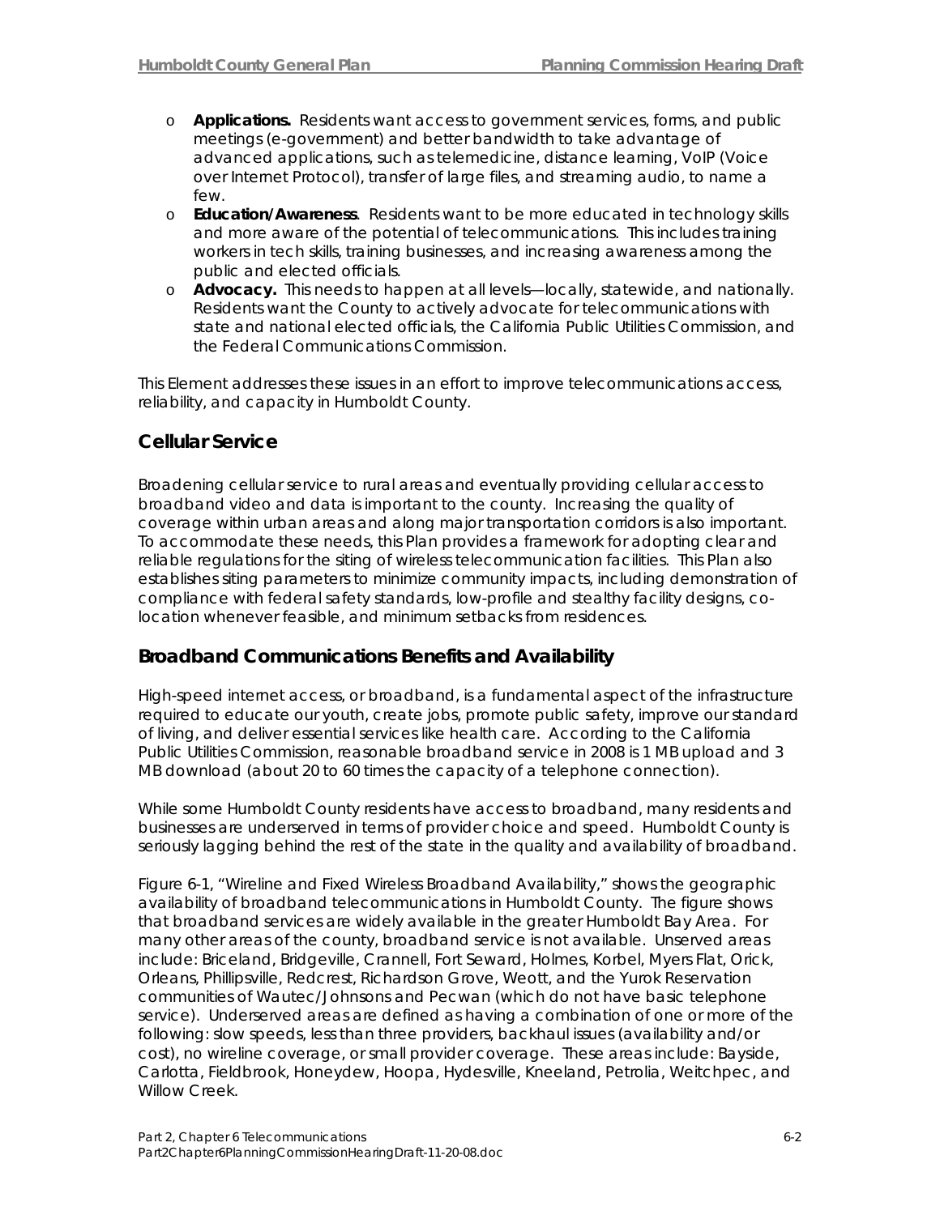- **Applications.** Residents want access to government services, forms, and public meetings (e-government) and better bandwidth to take advantage of advanced applications, such as telemedicine, distance learning, VoIP (Voice over Internet Protocol), transfer of large files, and streaming audio, to name a few.
- **Education/Awareness**. Residents want to be more educated in technology skills and more aware of the potential of telecommunications. This includes training workers in tech skills, training businesses, and increasing awareness among the public and elected officials.
- **Advocacy.** This needs to happen at all levels—locally, statewide, and nationally. Residents want the County to actively advocate for telecommunications with state and national elected officials, the California Public Utilities Commission, and the Federal Communications Commission.

This Element addresses these issues in an effort to improve telecommunications access, reliability, and capacity in Humboldt County.

## Cellular Service

Broadening cellular service to rural areas and eventually providing cellular access to broadband video and data is important to the county. Increasing the quality of coverage within urban areas and along major transportation corridors is also important. To accommodate these needs, this Plan provides a framework for adopting clear and reliable regulations for the siting of wireless telecommunication facilities. This Plan also establishes siting parameters to minimize community impacts, including demonstration of compliance with federal safety standards, low-profile and stealthy facility designs, co-location whenever feasible, and minimum setbacks from residences.

## Broadband Communications Benefits and Availability

High-speed internet access, or broadband, is a fundamental aspect of the infrastructure required to educate our youth, create jobs, promote public safety, improve our standard of living, and deliver essential services like health care. According to the California Public Utilities Commission, reasonable broadband service in 2008 is 1 MB upload and 3 MB download (about 20 to 60 times the capacity of a telephone connection).

While some Humboldt County residents have access to broadband, many residents and businesses are underserved in terms of provider choice and speed. Humboldt County is seriously lagging behind the rest of the state in the quality and availability of broadband.

Figure 6-1, "Wireline and Fixed Wireless Broadband Availability," shows the geographic availability of broadband telecommunications in Humboldt County. The figure shows that broadband services are widely available in the greater Humboldt Bay Area. For many other areas of the county, broadband service is not available. Unserved areas include: Briceland, Bridgeville, Crannell, Fort Seward, Holmes, Korbel, Myers Flat, Orick, Orleans, Phillipsville, Redcrest, Richardson Grove, Weott, and the Yurok Reservation communities of Wautec/Johnsons and Pecwan (which do not have basic telephone service). Underserved areas are defined as having a combination of one or more of the following: slow speeds, less than three providers, backhaul issues (availability and/or cost), no wireline coverage, or small provider coverage. These areas include: Bayside, Carlotta, Fieldbrook, Honeydew, Hoopa, Hydesville, Kneeland, Petrolia, Weitchpec, and Willow Creek.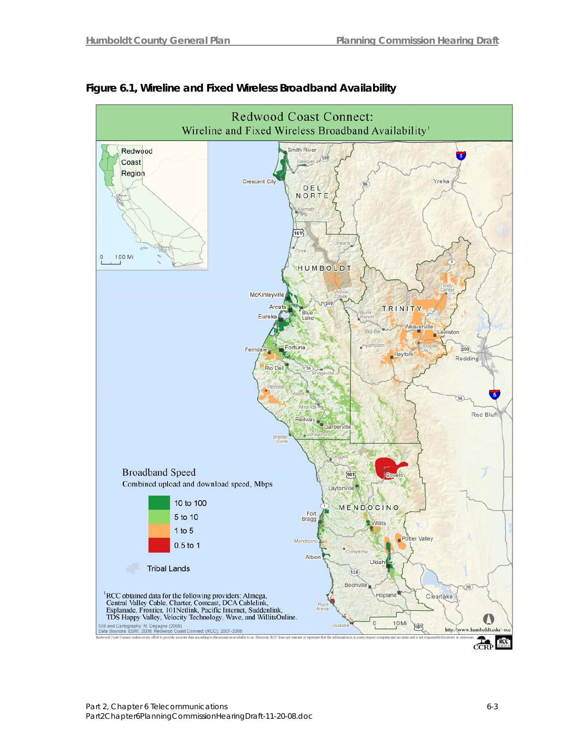**Figure 6.1, Wireline and Fixed Wireless Broadband Availability**

Redwood Coast Connect:
Wireline and Fixed Wireless Broadband Availability[1]

Broadband Speed
Combined upload and download speed, Mbps

- 10 to 100
- 5 to 10
- 1 to 5
- 0.5 to 1

Tribal Lands

[1]RCC obtained data for the following providers: Almega, Central Valley Cable, Charter, Comcast, DCA Cablelink, Esplanade, Frontier, 101Netlink, Pacific Internet, Suddenlink, TDS Happy Valley, Velocity Technology, Wave, and WillitsOnline.

GIS and Cartography: R. Degagne (2008)
Data Sources: ESRI, 2006; Redwood Coast Connect (RCC), 2007-2008.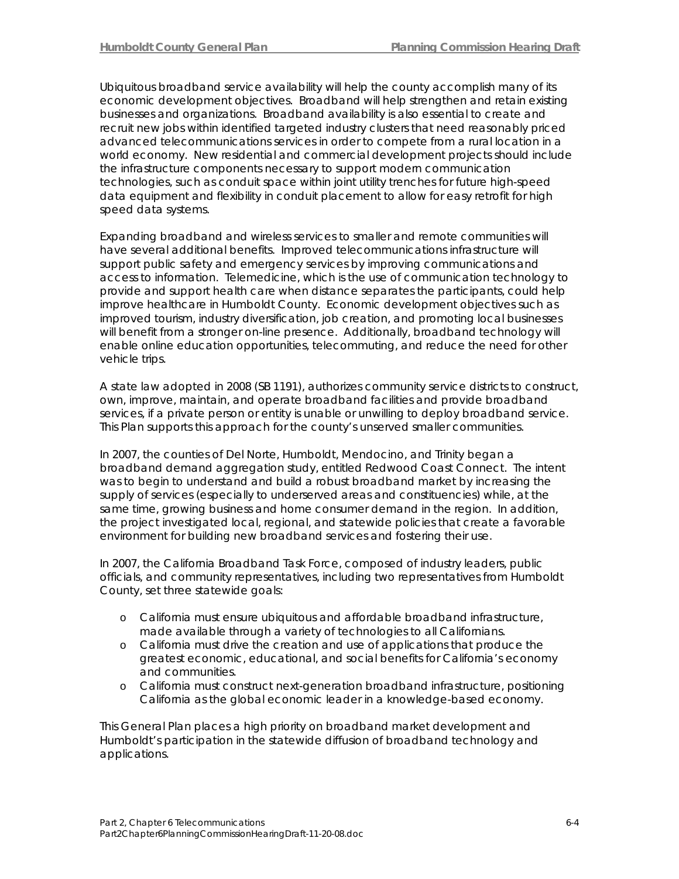Ubiquitous broadband service availability will help the county accomplish many of its economic development objectives. Broadband will help strengthen and retain existing businesses and organizations. Broadband availability is also essential to create and recruit new jobs within identified targeted industry clusters that need reasonably priced advanced telecommunications services in order to compete from a rural location in a world economy. New residential and commercial development projects should include the infrastructure components necessary to support modern communication technologies, such as conduit space within joint utility trenches for future high-speed data equipment and flexibility in conduit placement to allow for easy retrofit for high speed data systems.

Expanding broadband and wireless services to smaller and remote communities will have several additional benefits. Improved telecommunications infrastructure will support public safety and emergency services by improving communications and access to information. Telemedicine, which is the use of communication technology to provide and support health care when distance separates the participants, could help improve healthcare in Humboldt County. Economic development objectives such as improved tourism, industry diversification, job creation, and promoting local businesses will benefit from a stronger on-line presence. Additionally, broadband technology will enable online education opportunities, telecommuting, and reduce the need for other vehicle trips.

A state law adopted in 2008 (SB 1191), authorizes community service districts to construct, own, improve, maintain, and operate broadband facilities and provide broadband services, if a private person or entity is unable or unwilling to deploy broadband service. This Plan supports this approach for the county's unserved smaller communities.

In 2007, the counties of Del Norte, Humboldt, Mendocino, and Trinity began a broadband demand aggregation study, entitled Redwood Coast Connect. The intent was to begin to understand and build a robust broadband market by increasing the supply of services (especially to underserved areas and constituencies) while, at the same time, growing business and home consumer demand in the region. In addition, the project investigated local, regional, and statewide policies that create a favorable environment for building new broadband services and fostering their use.

In 2007, the California Broadband Task Force, composed of industry leaders, public officials, and community representatives, including two representatives from Humboldt County, set three statewide goals:

- California must ensure ubiquitous and affordable broadband infrastructure, made available through a variety of technologies to all Californians.
- California must drive the creation and use of applications that produce the greatest economic, educational, and social benefits for California's economy and communities.
- California must construct next-generation broadband infrastructure, positioning California as the global economic leader in a knowledge-based economy.

This General Plan places a high priority on broadband market development and Humboldt's participation in the statewide diffusion of broadband technology and applications.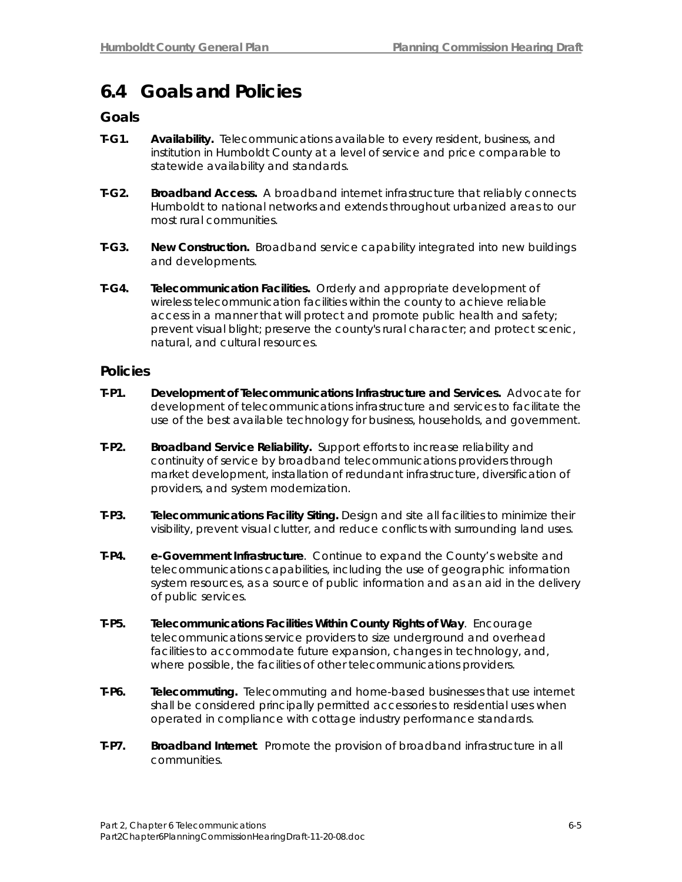# 6.4 Goals and Policies

## Goals

**T-G1. Availability.** Telecommunications available to every resident, business, and institution in Humboldt County at a level of service and price comparable to statewide availability and standards.

**T-G2. Broadband Access.** A broadband internet infrastructure that reliably connects Humboldt to national networks and extends throughout urbanized areas to our most rural communities.

**T-G3. New Construction.** Broadband service capability integrated into new buildings and developments.

**T-G4. Telecommunication Facilities.** Orderly and appropriate development of wireless telecommunication facilities within the county to achieve reliable access in a manner that will protect and promote public health and safety; prevent visual blight; preserve the county's rural character; and protect scenic, natural, and cultural resources.

## Policies

**T-P1. Development of Telecommunications Infrastructure and Services.** Advocate for development of telecommunications infrastructure and services to facilitate the use of the best available technology for business, households, and government.

**T-P2. Broadband Service Reliability.** Support efforts to increase reliability and continuity of service by broadband telecommunications providers through market development, installation of redundant infrastructure, diversification of providers, and system modernization.

**T-P3. Telecommunications Facility Siting.** Design and site all facilities to minimize their visibility, prevent visual clutter, and reduce conflicts with surrounding land uses.

**T-P4. e-Government Infrastructure**. Continue to expand the County's website and telecommunications capabilities, including the use of geographic information system resources, as a source of public information and as an aid in the delivery of public services.

**T-P5. Telecommunications Facilities Within County Rights of Way**. Encourage telecommunications service providers to size underground and overhead facilities to accommodate future expansion, changes in technology, and, where possible, the facilities of other telecommunications providers.

**T-P6. Telecommuting.** Telecommuting and home-based businesses that use internet shall be considered principally permitted accessories to residential uses when operated in compliance with cottage industry performance standards.

**T-P7. Broadband Internet**. Promote the provision of broadband infrastructure in all communities.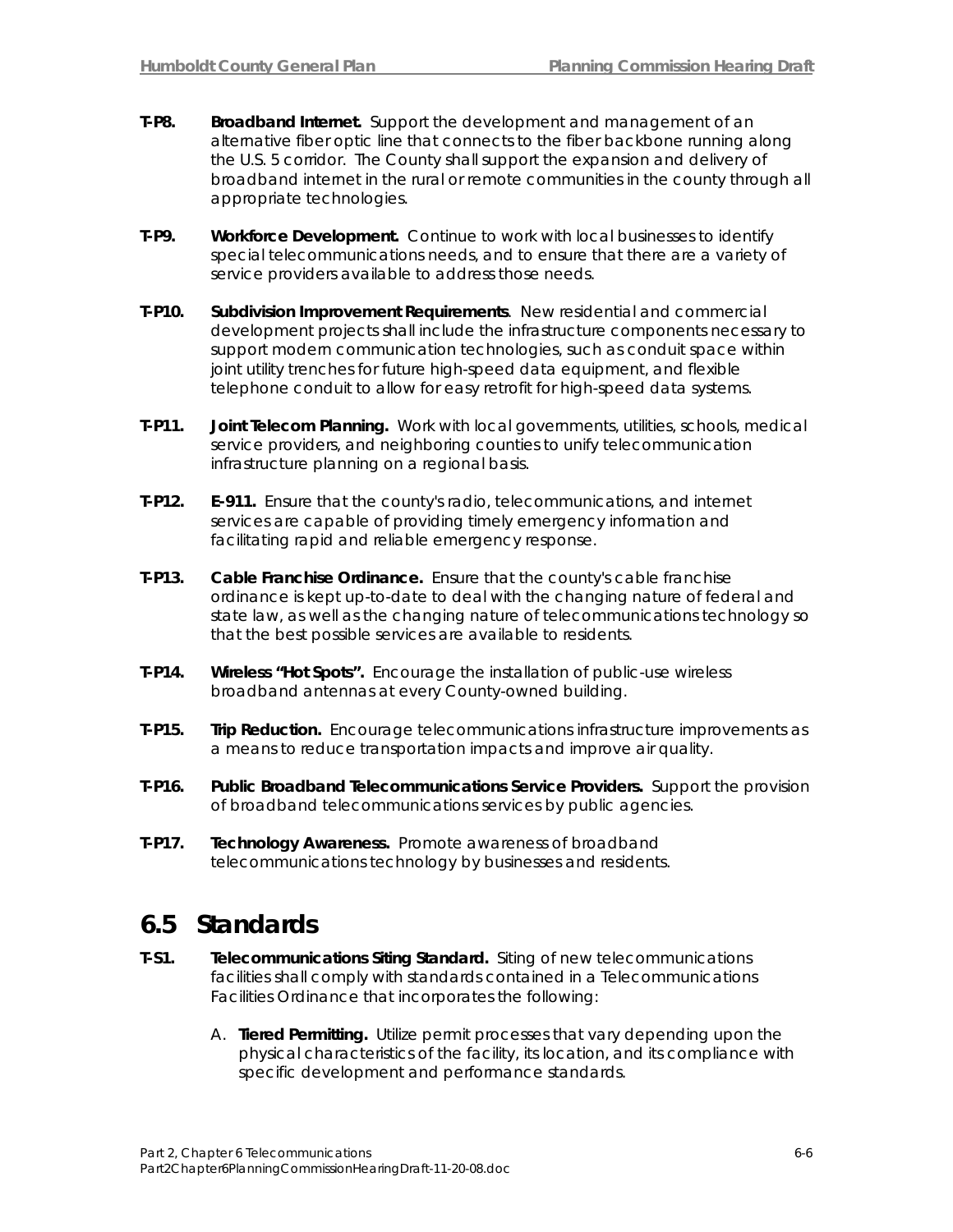**T-P8. Broadband Internet.** Support the development and management of an alternative fiber optic line that connects to the fiber backbone running along the U.S. 5 corridor. The County shall support the expansion and delivery of broadband internet in the rural or remote communities in the county through all appropriate technologies.

**T-P9. Workforce Development.** Continue to work with local businesses to identify special telecommunications needs, and to ensure that there are a variety of service providers available to address those needs.

**T-P10. Subdivision Improvement Requirements**. New residential and commercial development projects shall include the infrastructure components necessary to support modern communication technologies, such as conduit space within joint utility trenches for future high-speed data equipment, and flexible telephone conduit to allow for easy retrofit for high-speed data systems.

**T-P11. Joint Telecom Planning.** Work with local governments, utilities, schools, medical service providers, and neighboring counties to unify telecommunication infrastructure planning on a regional basis.

**T-P12. E-911.** Ensure that the county's radio, telecommunications, and internet services are capable of providing timely emergency information and facilitating rapid and reliable emergency response.

**T-P13. Cable Franchise Ordinance.** Ensure that the county's cable franchise ordinance is kept up-to-date to deal with the changing nature of federal and state law, as well as the changing nature of telecommunications technology so that the best possible services are available to residents.

**T-P14. Wireless "Hot Spots".** Encourage the installation of public-use wireless broadband antennas at every County-owned building.

**T-P15. Trip Reduction.** Encourage telecommunications infrastructure improvements as a means to reduce transportation impacts and improve air quality.

**T-P16. Public Broadband Telecommunications Service Providers.** Support the provision of broadband telecommunications services by public agencies.

**T-P17. Technology Awareness.** Promote awareness of broadband telecommunications technology by businesses and residents.

## 6.5 Standards

**T-S1. Telecommunications Siting Standard.** Siting of new telecommunications facilities shall comply with standards contained in a Telecommunications Facilities Ordinance that incorporates the following:

A. **Tiered Permitting.** Utilize permit processes that vary depending upon the physical characteristics of the facility, its location, and its compliance with specific development and performance standards.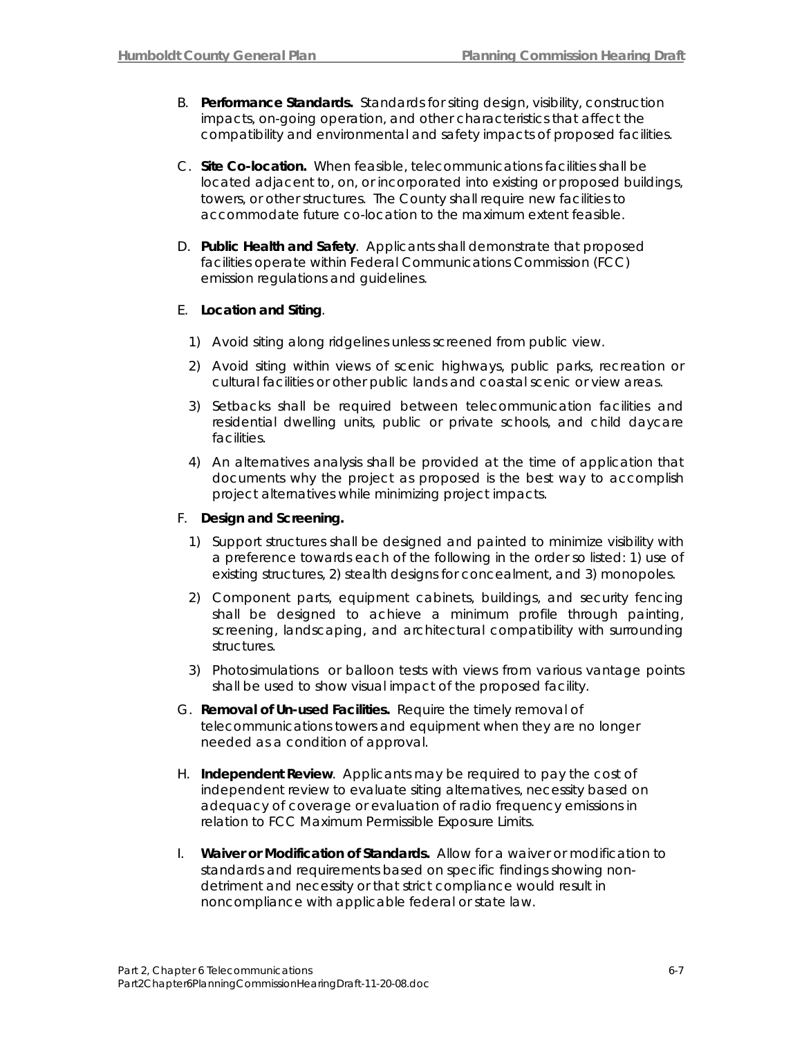B. **Performance Standards.** Standards for siting design, visibility, construction impacts, on-going operation, and other characteristics that affect the compatibility and environmental and safety impacts of proposed facilities.

C. **Site Co-location.** When feasible, telecommunications facilities shall be located adjacent to, on, or incorporated into existing or proposed buildings, towers, or other structures. The County shall require new facilities to accommodate future co-location to the maximum extent feasible.

D. **Public Health and Safety**. Applicants shall demonstrate that proposed facilities operate within Federal Communications Commission (FCC) emission regulations and guidelines.

E. **Location and Siting**.

1) Avoid siting along ridgelines unless screened from public view.

2) Avoid siting within views of scenic highways, public parks, recreation or cultural facilities or other public lands and coastal scenic or view areas.

3) Setbacks shall be required between telecommunication facilities and residential dwelling units, public or private schools, and child daycare facilities.

4) An alternatives analysis shall be provided at the time of application that documents why the project as proposed is the best way to accomplish project alternatives while minimizing project impacts.

F. **Design and Screening.**

1) Support structures shall be designed and painted to minimize visibility with a preference towards each of the following in the order so listed: 1) use of existing structures, 2) stealth designs for concealment, and 3) monopoles.

2) Component parts, equipment cabinets, buildings, and security fencing shall be designed to achieve a minimum profile through painting, screening, landscaping, and architectural compatibility with surrounding structures.

3) Photosimulations or balloon tests with views from various vantage points shall be used to show visual impact of the proposed facility.

G. **Removal of Un-used Facilities.** Require the timely removal of telecommunications towers and equipment when they are no longer needed as a condition of approval.

H. **Independent Review**. Applicants may be required to pay the cost of independent review to evaluate siting alternatives, necessity based on adequacy of coverage or evaluation of radio frequency emissions in relation to FCC Maximum Permissible Exposure Limits.

I. **Waiver or Modification of Standards.** Allow for a waiver or modification to standards and requirements based on specific findings showing non-detriment and necessity or that strict compliance would result in noncompliance with applicable federal or state law.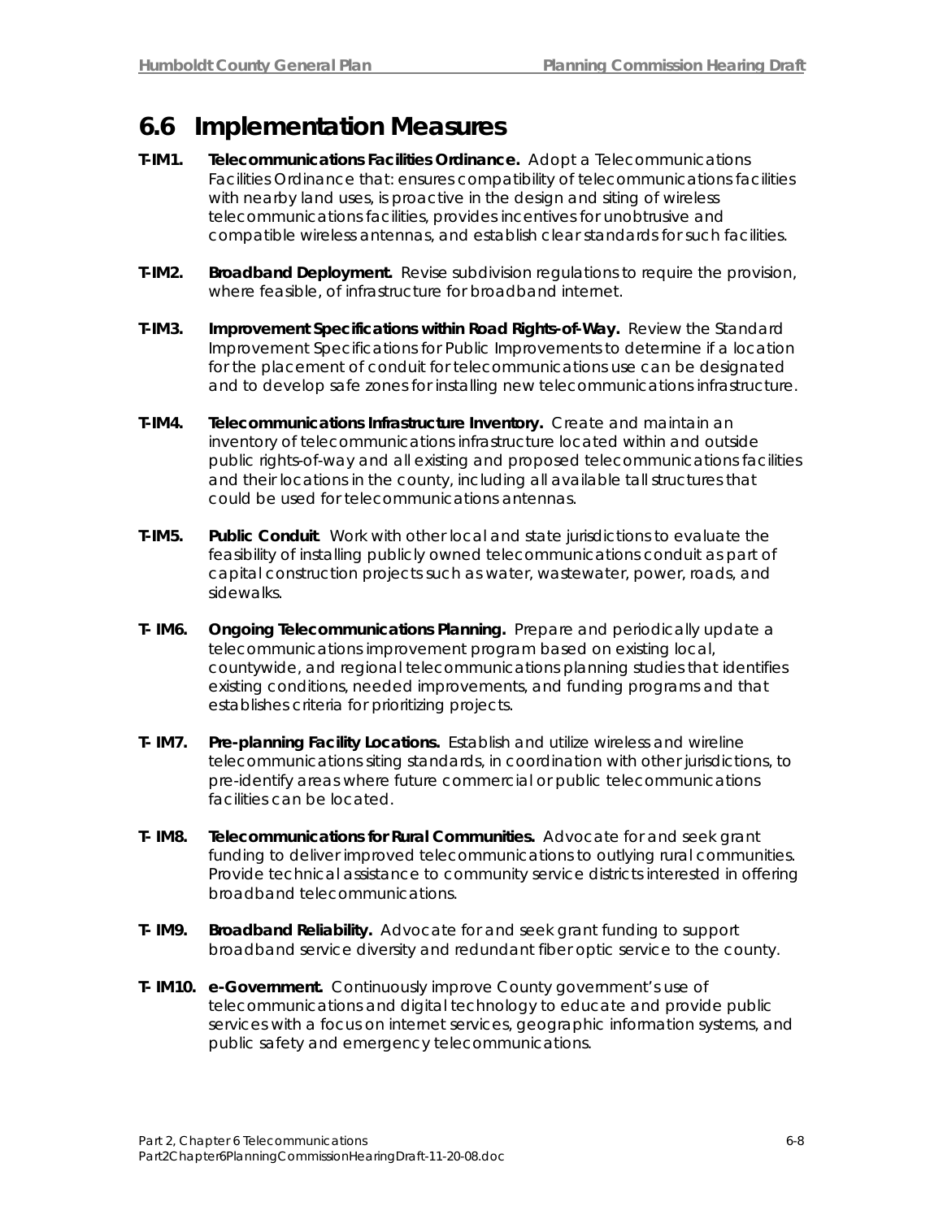## 6.6 Implementation Measures

**T-IM1. Telecommunications Facilities Ordinance.** Adopt a Telecommunications Facilities Ordinance that: ensures compatibility of telecommunications facilities with nearby land uses, is proactive in the design and siting of wireless telecommunications facilities, provides incentives for unobtrusive and compatible wireless antennas, and establish clear standards for such facilities.

**T-IM2. Broadband Deployment.** Revise subdivision regulations to require the provision, where feasible, of infrastructure for broadband internet.

**T-IM3. Improvement Specifications within Road Rights-of-Way.** Review the Standard Improvement Specifications for Public Improvements to determine if a location for the placement of conduit for telecommunications use can be designated and to develop safe zones for installing new telecommunications infrastructure.

**T-IM4. Telecommunications Infrastructure Inventory.** Create and maintain an inventory of telecommunications infrastructure located within and outside public rights-of-way and all existing and proposed telecommunications facilities and their locations in the county, including all available tall structures that could be used for telecommunications antennas.

**T-IM5. Public Conduit**. Work with other local and state jurisdictions to evaluate the feasibility of installing publicly owned telecommunications conduit as part of capital construction projects such as water, wastewater, power, roads, and sidewalks.

**T- IM6. Ongoing Telecommunications Planning.** Prepare and periodically update a telecommunications improvement program based on existing local, countywide, and regional telecommunications planning studies that identifies existing conditions, needed improvements, and funding programs and that establishes criteria for prioritizing projects.

**T- IM7. Pre-planning Facility Locations.** Establish and utilize wireless and wireline telecommunications siting standards, in coordination with other jurisdictions, to pre-identify areas where future commercial or public telecommunications facilities can be located.

**T- IM8. Telecommunications for Rural Communities.** Advocate for and seek grant funding to deliver improved telecommunications to outlying rural communities. Provide technical assistance to community service districts interested in offering broadband telecommunications.

**T- IM9. Broadband Reliability.** Advocate for and seek grant funding to support broadband service diversity and redundant fiber optic service to the county.

**T- IM10. e-Government.** Continuously improve County government's use of telecommunications and digital technology to educate and provide public services with a focus on internet services, geographic information systems, and public safety and emergency telecommunications.